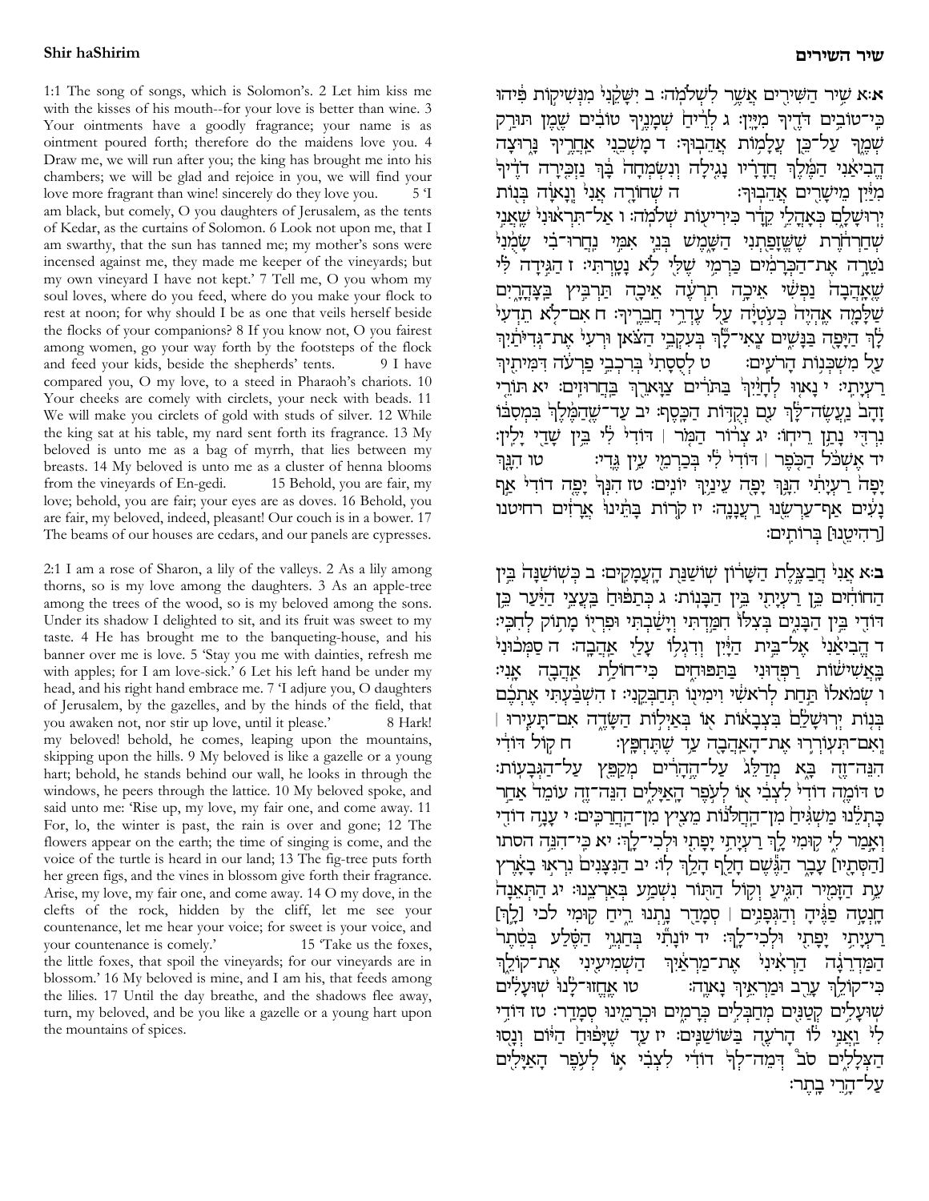# Shir haShirim

1:1 The song of songs, which is Solomon's. 2 Let him kiss me with the kisses of his mouth--for your love is better than wine. 3 Your ointments have a goodly fragrance; your name is as ointment poured forth; therefore do the maidens love you. 4 Draw me, we will run after you; the king has brought me into his chambers; we will be glad and rejoice in you, we will find your love more fragrant than wine! sincerely do they love you. 5 'I am black, but comely, O you daughters of Jerusalem, as the tents of Kedar, as the curtains of Solomon. 6 Look not upon me, that I am swarthy, that the sun has tanned me; my mother's sons were incensed against me, they made me keeper of the vineyards; but my own vineyard I have not kept.' 7 Tell me, O you whom my soul loves, where do you feed, where do you make your flock to rest at noon; for why should I be as one that veils herself beside the flocks of your companions? 8 If you know not, O you fairest among women, go your way forth by the footsteps of the flock and feed your kids, beside the shepherds' tents. 9 I have compared you, O my love, to a steed in Pharaoh's chariots. 10 Your cheeks are comely with circlets, your neck with beads. 11 We will make you circlets of gold with studs of silver. 12 While the king sat at his table, my nard sent forth its fragrance. 13 My beloved is unto me as a bag of myrrh, that lies between my breasts. 14 My beloved is unto me as a cluster of henna blooms from the vineyards of En-gedi. 15 Behold, you are fair, my love; behold, you are fair; your eyes are as doves. 16 Behold, you are fair, my beloved, indeed, pleasant! Our couch is in a bower. 17 The beams of our houses are cedars, and our panels are cypresses.

2:1 I am a rose of Sharon, a lily of the valleys. 2 As a lily among thorns, so is my love among the daughters. 3 As an apple-tree among the trees of the wood, so is my beloved among the sons. Under its shadow I delighted to sit, and its fruit was sweet to my taste. 4 He has brought me to the banqueting-house, and his banner over me is love. 5 'Stay you me with dainties, refresh me with apples; for I am love-sick.' 6 Let his left hand be under my head, and his right hand embrace me. 7 'I adjure you, O daughters of Jerusalem, by the gazelles, and by the hinds of the field, that you awaken not, nor stir up love, until it please.' 8 Hark! my beloved! behold, he comes, leaping upon the mountains, skipping upon the hills. 9 My beloved is like a gazelle or a young hart; behold, he stands behind our wall, he looks in through the windows, he peers through the lattice. 10 My beloved spoke, and said unto me: 'Rise up, my love, my fair one, and come away. 11 For, lo, the winter is past, the rain is over and gone; 12 The flowers appear on the earth; the time of singing is come, and the voice of the turtle is heard in our land; 13 The fig-tree puts forth her green figs, and the vines in blossom give forth their fragrance. Arise, my love, my fair one, and come away. 14 O my dove, in the clefts of the rock, hidden by the cliff, let me see your countenance, let me hear your voice; for sweet is your voice, and your countenance is comely.' 15 'Take us the foxes, the little foxes, that spoil the vineyards; for our vineyards are in blossom.' 16 My beloved is mine, and I am his, that feeds among the lilies. 17 Until the day breathe, and the shadows flee away, turn, my beloved, and be you like a gazelle or a young hart upon the mountains of spices.

# שיר השירים

**א:א** שִׁ֥יר הַשִּׁירִ֖ים אֲשֶׁ֥ר לִשְׁלֹמֹֽה׃ ב יִשָּׁקֵ֙נִי֙ מִנְּשִׁיק֣וֹת פִּ֔יהוּ כִּֽי־טוֹבִ֥ים דֹּדֶ֖יךָ מִיָּֽיִן׃ ג לְרֵ֙יחַ֙ שְׁמָנֶ֣יךָ טוֹבִ֔ים שֶׁ֖מֶן תּוּרַ֣ק שְׁמֶ֑ךָ עַל־כֵּ֖ן עֲלָמ֥וֹת אֲהֵבֽוּךָ׃ ד מָשְׁכֵ֖נִי אַחֲרֶ֣יךָ נָּר֑וּצָה הֱבִיאַ֨נִי הַמֶּ֜לֶךְ חֲדָרָ֗יו נָגִ֤ילָה וְנִשְׂמְחָה֙ בָּ֔ךְ נַזְכִּ֤ירָה דֹדֶ֙יךָ֙ מִיַּ֔יִן מֵישָׁרִ֖ים אֲהֵבֽוּךָ׃ ה שְׁחוֹרָ֤ה אֲנִי֙ וְֽנָאוָ֔ה בְּנ֖וֹת יְרוּשָׁלִָ֑ם כְּאָהֳלֵ֣י קֵדָ֔ר כִּירִיע֖וֹת שְׁלֹמֹֽה׃ ו אַל־תִּרְא֙וּנִי֙ שֶׁאֲנִ֣י שְׁחַרְחֹ֔רֶת שֶׁשֱּׁזָפַ֖תְנִי הַשָּׁ֑מֶשׁ בְּנֵ֧י אִמִּ֣י נִֽחֲרוּ־בִ֗י שָׂמֻ֙נִי֙ נֹטֵרָ֣ה אֶת־הַכְּרָמִ֔ים כַּרְמִ֥י שֶׁלִּ֖י לֹ֥א נָטָֽרְתִּי׃ ז הַגִּ֣ידָה לִּ֗י שֶֽׁאָהֲבָה֙ נַפְשִׁ֔י אֵיכָ֣ה תִרְעֶ֔ה אֵיכָ֖ה תַּרְבִּ֣יץ בַּֽצָּהֳרָ֑יִם שַׁלָּמָ֤ה אֶֽהְיֶה֙ כְּעֹ֣טְיָ֔ה עַ֖ל עֶדְרֵ֥י חֲבֵרֶֽיךָ׃ ח אִם־לֹ֤א תֵֽדְעִי֙ לָ֔ךְ הַיָּפָ֖ה בַּנָּשִׁ֑ים צְֽאִי־לָ֞ךְ בְּעִקְבֵ֣י הַצֹּ֗אן וּרְעִי֙ אֶת־גְּדִיֹּתַ֔יִךְ עַ֖ל מִשְׁכְּנ֥וֹת הָרֹעִֽים׃ ט לְסֻסָתִי֙ בְּרִכְבֵ֣י פַרְעֹ֔ה דִּמִּיתִ֖יךְ רַעְיָתִֽי׃ י נָאו֤וּ לְחָיַ֙יִךְ֙ בַּתֹּרִ֔ים צַוָּארֵ֖ךְ בַּחֲרוּזִֽים׃ יא תּוֹרֵ֤י זָהָב֙ נַֽעֲשֶׂה־לָּ֔ךְ עִ֖ם נְקֻדּ֥וֹת הַכָּֽסֶף׃ יב עַד־שֶׁהַמֶּ֙לֶךְ֙ בִּמְסִבּ֔וֹ נִרְדִּ֖י נָתַ֥ן רֵיחֽוֹ׃ יג צְר֨וֹר הַמֹּ֤ר ׀ דּוֹדִי֙ לִ֔י בֵּ֥ין שָׁדַ֖י יָלִֽין׃ יד אֶשְׁכֹּ֨ל הַכֹּ֤פֶר ׀ דּוֹדִי֙ לִ֔י בְּכַרְמֵ֖י עֵ֥ין גֶּֽדִי׃ טו הִנָּ֤ךְ יָפָה֙ רַעְיָתִ֔י הִנָּ֥ךְ יָפָ֖ה עֵינַ֥יִךְ יוֹנִֽים׃ טז הִנְּךָ֨ יָפֶ֤ה דוֹדִי֙ אַ֣ף נָעִ֔ים אַף־עַרְשֵׂ֖נוּ רַעֲנָנָֽה׃ יז קֹר֤וֹת בָּתֵּ֙ינוּ֙ אֲרָזִ֔ים רחיטנו [רַהִיטֵ֖נוּ] בְּרוֹתִֽים׃

**ב:א** אֲנִי֙ חֲבַצֶּ֣לֶת הַשָּׁר֔וֹן שֽׁוֹשַׁנַּ֖ת הָעֲמָקִֽים׃ ב כְּשֽׁוֹשַׁנָּה֙ בֵּ֣ין הַחוֹחִ֔ים כֵּ֥ן רַעְיָתִ֖י בֵּ֥ין הַבָּנֽוֹת׃ ג כְּתַפּ֙וּחַ֙ בַּעֲצֵ֣י הַיַּ֔עַר כֵּ֥ן דּוֹדִ֖י בֵּ֣ין הַבָּנִ֑ים בְּצִלּוֹ֙ חִמַּ֣דְתִּי וְיָשַׁ֔בְתִּי וּפִרְי֖וֹ מָת֥וֹק לְחִכִּֽי׃ ד הֱבִיאַ֙נִי֙ אֶל־בֵּ֣ית הַיָּ֔יִן וְדִגְל֥וֹ עָלַ֖י אַהֲבָֽה׃ ה סַמְּכ֙וּנִי֙ בָּֽאֲשִׁישׁ֔וֹת רַפְּד֖וּנִי בַּתַּפּוּחִ֑ים כִּי־חוֹלַ֥ת אַהֲבָ֖ה אָֽנִי׃ ו שְׂמֹאלוֹ֙ תַּ֣חַת לְרֹאשִׁ֔י וִימִינ֖וֹ תְּחַבְּקֵֽנִי׃ ז הִשְׁבַּ֨עְתִּי אֶתְכֶ֜ם בְּנ֤וֹת יְרוּשָׁלִַ֙ם֙ בִּצְבָא֔וֹת א֖וֹ בְּאַיְל֣וֹת הַשָּׂדֶ֑ה אִם־תָּעִ֧ירוּ ׀ וְֽאִם־תְּעֽוֹרְר֛וּ אֶת־הָאַהֲבָ֖ה עַ֥ד שֶׁתֶּחְפָּֽץ׃ ח ק֣וֹל דּוֹדִ֔י הִנֵּה־זֶ֖ה בָּ֑א מְדַלֵּג֙ עַל־הֶ֣הָרִ֔ים מְקַפֵּ֖ץ עַל־הַגְּבָעֽוֹת׃ ט דּוֹמֶ֤ה דוֹדִי֙ לִצְבִ֔י א֖וֹ לְעֹ֣פֶר הָֽאַיָּלִ֑ים הִנֵּה־זֶ֤ה עוֹמֵד֙ אַחַ֣ר כָּתְלֵ֔נוּ מַשְׁגִּ֙יחַ֙ מִן־הַֽחַלֹּנ֔וֹת מֵצִ֖יץ מִן־הַחֲרַכִּֽים׃ י עָנָ֥ה דוֹדִ֖י וְאָ֣מַר לִ֑י ק֥וּמִי לָ֛ךְ רַעְיָתִ֥י יָפָתִ֖י וּלְכִי־לָֽךְ׃ יא כִּֽי־הִנֵּ֥ה הסתו [הַסְּתָ֖יו] עָבָ֑ר הַגֶּ֕שֶׁם חָלַ֖ף הָלַ֥ךְ לֽוֹ׃ יב הַנִּצָּנִים֙ נִרְא֣וּ בָאָ֔רֶץ עֵ֥ת הַזָּמִ֖יר הִגִּ֑יעַ וְק֥וֹל הַתּ֖וֹר נִשְׁמַ֥ע בְּאַרְצֵֽנוּ׃ יג הַתְּאֵנָה֙ חָֽנְטָ֣ה פַגֶּ֔יהָ וְהַגְּפָנִ֖ים ׀ סְמָדַ֣ר נָ֣תְנוּ רֵ֑יחַ ק֥וּמִי לכי [לָ֛ךְ] רַעְיָתִ֥י יָפָתִ֖י וּלְכִי־לָֽךְ׃ יד יוֹנָתִ֞י בְּחַגְוֵ֣י הַסֶּ֗לַע בְּסֵ֙תֶר֙ הַמַּדְרֵגָ֔ה הַרְאִ֙ינִי֙ אֶת־מַרְאַ֔יִךְ הַשְׁמִיעִ֖ינִי אֶת־קוֹלֵ֑ךְ כִּי־קוֹלֵ֥ךְ עָרֵ֖ב וּמַרְאֵ֥יךְ נָאוֶֽה׃ טו אֶֽחֱזוּ־לָ֙נוּ֙ שֽׁוּעָלִ֔ים שֽׁוּעָלִ֥ים קְטַנִּ֖ים מְחַבְּלִ֣ים כְּרָמִ֑ים וּכְרָמֵ֖ינוּ סְמָדַֽר׃ טז דּוֹדִ֥י לִי֙ וַאֲנִ֣י ל֔וֹ הָרֹעֶ֖ה בַּשּׁוֹשַׁנִּֽים׃ יז עַ֤ד שֶׁיָּפ֙וּחַ֙ הַיּ֔וֹם וְנָ֖סוּ הַצְּלָלִ֑ים סֹב֩ דְּמֵה־לְךָ֨ דוֹדִ֜י לִצְבִ֗י א֛וֹ לְעֹ֥פֶר הָאַיָּלִ֖ים עַל־הָ֥רֵי בָֽתֶר׃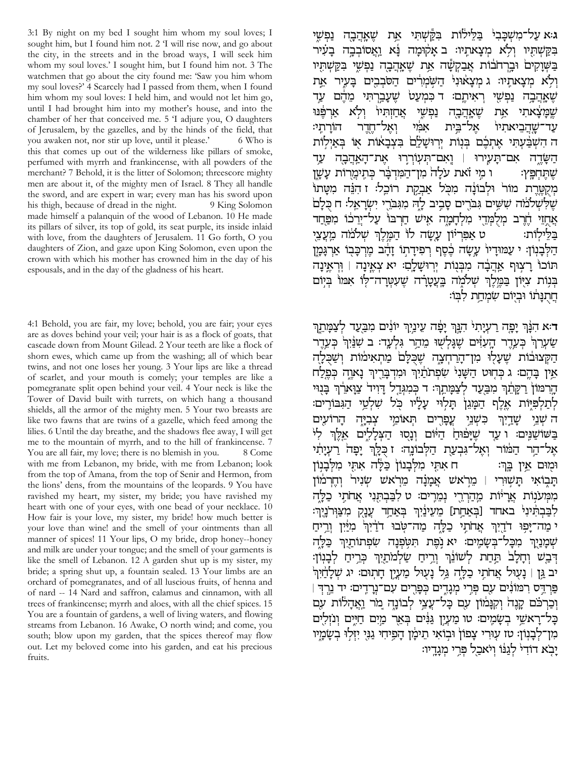3:1 By night on my bed I sought him whom my soul loves; I sought him, but I found him not. 2 'I will rise now, and go about the city, in the streets and in the broad ways, I will seek him whom my soul loves.' I sought him, but I found him not. 3 The watchmen that go about the city found me: 'Saw you him whom my soul loves?' 4 Scarcely had I passed from them, when I found him whom my soul loves: I held him, and would not let him go, until I had brought him into my mother's house, and into the chamber of her that conceived me. 5 'I adjure you, O daughters of Jerusalem, by the gazelles, and by the hinds of the field, that you awaken not, nor stir up love, until it please.' 6 Who is this that comes up out of the wilderness like pillars of smoke, perfumed with myrrh and frankincense, with all powders of the merchant? 7 Behold, it is the litter of Solomon; threescore mighty men are about it, of the mighty men of Israel. 8 They all handle the sword, and are expert in war; every man has his sword upon his thigh, because of dread in the night. 9 King Solomon made himself a palanquin of the wood of Lebanon. 10 He made its pillars of silver, its top of gold, its seat purple, its inside inlaid with love, from the daughters of Jerusalem. 11 Go forth, O you daughters of Zion, and gaze upon King Solomon, even upon the crown with which his mother has crowned him in the day of his espousals, and in the day of the gladness of his heart.

ג:א עַל־מִשְׁכָּבִי בַּלֵּילוֹת בִּקַּשְׁתִּי אֵת שֶׁאָהֲבָה נַפְשִׁי בִּקַּשְׁתִּיו וְלֹא מְצָאתִיו׃ ב אָקוּמָה נָּא וַאֲסוֹבְבָה בָעִיר בַּשְּׁוָקִים וּבָרְחֹבוֹת אֲבַקְשָׁה אֵת שֶׁאָהֲבָה נַפְשִׁי בִּקַּשְׁתִּיו וְלֹא מְצָאתִיו׃ ג מְצָאוּנִי הַשֹּׁמְרִים הַסֹּבְבִים בָּעִיר אֵת שֶׁאָהֲבָה נַפְשִׁי רְאִיתֶם׃ ד כִּמְעַט שֶׁעָבַרְתִּי מֵהֶם עַד שֶׁמָּצָאתִי אֵת שֶׁאָהֲבָה נַפְשִׁי אֲחַזְתִּיו וְלֹא אַרְפֶּנּוּ עַד־שֶׁהֲבֵיאתִיו אֶל־בֵּית אִמִּי וְאֶל־חֶדֶר הוֹרָתִי׃ ה הִשְׁבַּעְתִּי אֶתְכֶם בְּנוֹת יְרוּשָׁלִַם בִּצְבָאוֹת אוֹ בְּאַיְלוֹת הַשָּׂדֶה אִם־תָּעִירוּ ׀ וְאִם־תְּעוֹרְרוּ אֶת־הָאַהֲבָה עַד שֶׁתֶּחְפָּץ׃ ו מִי זֹאת עֹלָה מִן־הַמִּדְבָּר כְּתִימֲרוֹת עָשָׁן מְקֻטֶּרֶת מוֹר וּלְבוֹנָה מִכֹּל אַבְקַת רוֹכֵל׃ ז הִנֵּה מִטָּתוֹ שֶׁלִּשְׁלֹמֹה שִׁשִּׁים גִּבֹּרִים סָבִיב לָהּ מִגִּבֹּרֵי יִשְׂרָאֵל׃ ח כֻּלָּם אֲחֻזֵי חֶרֶב מְלֻמְּדֵי מִלְחָמָה אִישׁ חַרְבּוֹ עַל־יְרֵכוֹ מִפַּחַד בַּלֵּילוֹת׃ ט אַפִּרְיוֹן עָשָׂה לוֹ הַמֶּלֶךְ שְׁלֹמֹה מֵעֲצֵי הַלְּבָנוֹן׃ י עַמּוּדָיו עָשָׂה כֶסֶף רְפִידָתוֹ זָהָב מֶרְכָּבוֹ אַרְגָּמָן תּוֹכוֹ רָצוּף אַהֲבָה מִבְּנוֹת יְרוּשָׁלִָם׃ יא צְאֶינָה ׀ וּרְאֶינָה בְּנוֹת צִיּוֹן בַּמֶּלֶךְ שְׁלֹמֹה בָּעֲטָרָה שֶׁעִטְּרָה־לּוֹ אִמּוֹ בְּיוֹם חֲתֻנָּתוֹ וּבְיוֹם שִׂמְחַת לִבּוֹ׃

4:1 Behold, you are fair, my love; behold, you are fair; your eyes are as doves behind your veil; your hair is as a flock of goats, that cascade down from Mount Gilead. 2 Your teeth are like a flock of shorn ewes, which came up from the washing; all of which bear twins, and not one loses her young. 3 Your lips are like a thread of scarlet, and your mouth is comely; your temples are like a pomegranate split open behind your veil. 4 Your neck is like the Tower of David built with turrets, on which hang a thousand shields, all the armor of the mighty men. 5 Your two breasts are like two fawns that are twins of a gazelle, which feed among the lilies. 6 Until the day breathe, and the shadows flee away, I will get me to the mountain of myrrh, and to the hill of frankincense. 7 You are all fair, my love; there is no blemish in you. 8 Come with me from Lebanon, my bride, with me from Lebanon; look from the top of Amana, from the top of Senir and Hermon, from the lions' dens, from the mountains of the leopards. 9 You have ravished my heart, my sister, my bride; you have ravished my heart with one of your eyes, with one bead of your necklace. 10 How fair is your love, my sister, my bride! how much better is your love than wine! and the smell of your ointments than all manner of spices! 11 Your lips, O my bride, drop honey--honey and milk are under your tongue; and the smell of your garments is like the smell of Lebanon. 12 A garden shut up is my sister, my bride; a spring shut up, a fountain sealed. 13 Your limbs are an orchard of pomegranates, and of all luscious fruits, of henna and of nard -- 14 Nard and saffron, calamus and cinnamon, with all trees of frankincense; myrrh and aloes, with all the chief spices. 15 You are a fountain of gardens, a well of living waters, and flowing streams from Lebanon. 16 Awake, O north wind; and come, you south; blow upon my garden, that the spices thereof may flow out. Let my beloved come into his garden, and eat his precious fruits.

ד:א הִנָּךְ יָפָה רַעְיָתִי הִנָּךְ יָפָה עֵינַיִךְ יוֹנִים מִבַּעַד לְצַמָּתֵךְ שַׂעְרֵךְ כְּעֵדֶר הָעִזִּים שֶׁגָּלְשׁוּ מֵהַר גִּלְעָד׃ ב שִׁנַּיִךְ כְּעֵדֶר הַקְּצוּבוֹת שֶׁעָלוּ מִן־הָרַחְצָה שֶׁכֻּלָּם מַתְאִימוֹת וְשַׁכֻּלָה אֵין בָּהֶם׃ ג כְּחוּט הַשָּׁנִי שִׂפְתֹתַיִךְ וּמִדְבָּרֵיךְ נָאוֶה כְּפֶלַח הָרִמּוֹן רַקָּתֵךְ מִבַּעַד לְצַמָּתֵךְ׃ ד כְּמִגְדַּל דָּוִיד צַוָּארֵךְ בָּנוּי לְתַלְפִּיּוֹת אֶלֶף הַמָּגֵן תָּלוּי עָלָיו כֹּל שִׁלְטֵי הַגִּבּוֹרִים׃ ה שְׁנֵי שָׁדַיִךְ כִּשְׁנֵי עֳפָרִים תְּאוֹמֵי צְבִיָּה הָרוֹעִים בַּשּׁוֹשַׁנִּים׃ ו עַד שֶׁיָּפוּחַ הַיּוֹם וְנָסוּ הַצְּלָלִים אֵלֶךְ לִי אֶל־הַר הַמּוֹר וְאֶל־גִּבְעַת הַלְּבוֹנָה׃ ז כֻּלָּךְ יָפָה רַעְיָתִי וּמוּם אֵין בָּךְ׃ ח אִתִּי מִלְּבָנוֹן כַּלָּה אִתִּי מִלְּבָנוֹן תָּבוֹאִי תָּשׁוּרִי ׀ מֵרֹאשׁ אֲמָנָה מֵרֹאשׁ שְׂנִיר וְחֶרְמוֹן מִמְּעֹנוֹת אֲרָיוֹת מֵהַרְרֵי נְמֵרִים׃ ט לִבַּבְתִּנִי אֲחֹתִי כַלָּה לִבַּבְתִּינִי באחד [בְּאַחַת] מֵעֵינַיִךְ בְּאַחַד עֲנָק מִצַּוְּרֹנָיִךְ׃ י מַה־יָּפוּ דֹדַיִךְ אֲחֹתִי כַלָּה מַה־טֹּבוּ דֹדַיִךְ מִיַּיִן וְרֵיחַ שְׁמָנַיִךְ מִכָּל־בְּשָׂמִים׃ יא נֹפֶת תִּטֹּפְנָה שִׂפְתוֹתַיִךְ כַּלָּה דְּבַשׁ וְחָלָב תַּחַת לְשׁוֹנֵךְ וְרֵיחַ שַׂלְמֹתַיִךְ כְּרֵיחַ לְבָנוֹן׃ יב גַּן ׀ נָעוּל אֲחֹתִי כַלָּה גַּל נָעוּל מַעְיָן חָתוּם׃ יג שְׁלָחַיִךְ פַּרְדֵּס רִמּוֹנִים עִם פְּרִי מְגָדִים כְּפָרִים עִם־נְרָדִים׃ יד נֵרְדְּ ׀ וְכַרְכֹּם קָנֶה וְקִנָּמוֹן עִם כָּל־עֲצֵי לְבוֹנָה מֹר וַאֲהָלוֹת עִם כָּל־רָאשֵׁי בְשָׂמִים׃ טו מַעְיַן גַּנִּים בְּאֵר מַיִם חַיִּים וְנֹזְלִים מִן־לְבָנוֹן׃ טז עוּרִי צָפוֹן וּבוֹאִי תֵימָן הָפִיחִי גַנִּי יִזְּלוּ בְשָׂמָיו יָבֹא דוֹדִי לְגַנּוֹ וְיֹאכַל פְּרִי מְגָדָיו׃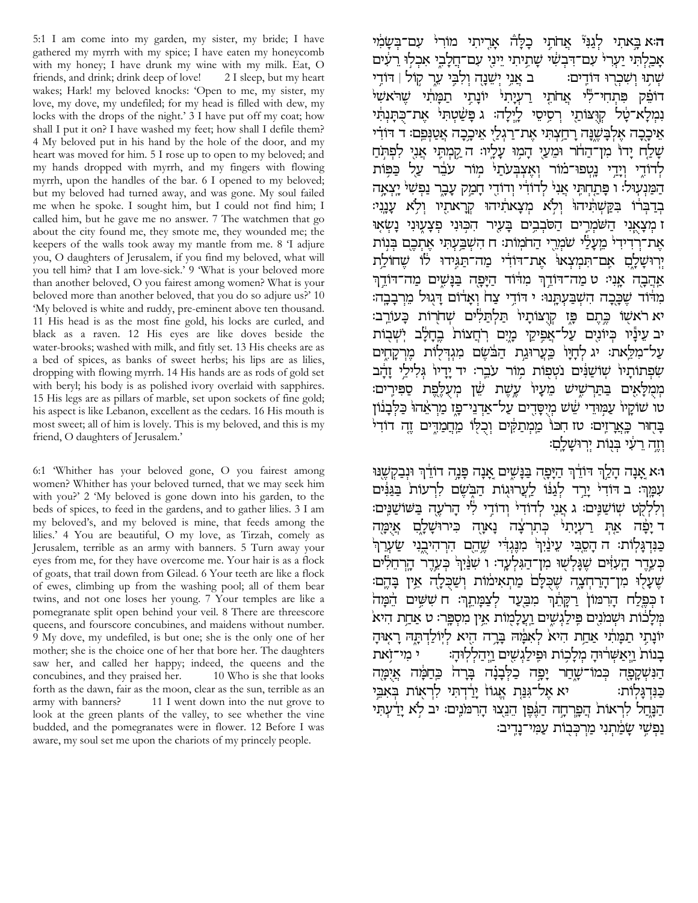5:1 I am come into my garden, my sister, my bride; I have gathered my myrrh with my spice; I have eaten my honeycomb with my honey; I have drunk my wine with my milk. Eat, O friends, and drink; drink deep of love! 2 I sleep, but my heart wakes; Hark! my beloved knocks: 'Open to me, my sister, my love, my dove, my undefiled; for my head is filled with dew, my locks with the drops of the night.' 3 I have put off my coat; how shall I put it on? I have washed my feet; how shall I defile them? 4 My beloved put in his hand by the hole of the door, and my heart was moved for him. 5 I rose up to open to my beloved; and my hands dropped with myrrh, and my fingers with flowing myrrh, upon the handles of the bar. 6 I opened to my beloved; but my beloved had turned away, and was gone. My soul failed me when he spoke. I sought him, but I could not find him; I called him, but he gave me no answer. 7 The watchmen that go about the city found me, they smote me, they wounded me; the keepers of the walls took away my mantle from me. 8 'I adjure you, O daughters of Jerusalem, if you find my beloved, what will you tell him? that I am love-sick.' 9 'What is your beloved more than another beloved, O you fairest among women? What is your beloved more than another beloved, that you do so adjure us?' 10 'My beloved is white and ruddy, pre-eminent above ten thousand. 11 His head is as the most fine gold, his locks are curled, and black as a raven. 12 His eyes are like doves beside the water-brooks; washed with milk, and fitly set. 13 His cheeks are as a bed of spices, as banks of sweet herbs; his lips are as lilies, dropping with flowing myrrh. 14 His hands are as rods of gold set with beryl; his body is as polished ivory overlaid with sapphires. 15 His legs are as pillars of marble, set upon sockets of fine gold; his aspect is like Lebanon, excellent as the cedars. 16 His mouth is most sweet; all of him is lovely. This is my beloved, and this is my friend, O daughters of Jerusalem.'

ה:א בָּאתִי לְגַנִּי֮ אֲחֹתִ֣י כַלָּה֒ אָרִ֤יתִי מוֹרִי֙ עִם־בְּשָׂמִ֔י אָכַ֤לְתִּי יַעְרִי֙ עִם־דִּבְשִׁ֔י שָׁתִ֥יתִי יֵינִ֖י עִם־חֲלָבִ֑י אִכְל֣וּ רֵעִ֔ים שְׁת֥וּ וְשִׁכְר֖וּ דּוֹדִֽים׃ ב אֲנִ֥י יְשֵׁנָ֖ה וְלִבִּ֣י עֵ֑ר ק֣וֹל ׀ דּוֹדִ֣י דוֹפֵ֗ק פִּתְחִי־לִ֞י אֲחֹתִ֤י רַעְיָתִי֙ יוֹנָתִ֣י תַמָּתִ֔י שֶׁרֹּאשִׁי֙ נִמְלָא־טָ֔ל קְוֻּצּוֹתַ֖י רְסִ֥יסֵי לָֽיְלָה׃ ג פָּשַׁ֙טְתִּי֙ אֶת־כֻּתָּנְתִּ֔י אֵיכָ֖כָה אֶלְבָּשֶׁ֑נָּה רָחַ֥צְתִּי אֶת־רַגְלַ֖י אֵיכָ֥כָה אֲטַנְּפֵֽם׃ ד דּוֹדִ֗י שָׁלַ֤ח יָדוֹ֙ מִן־הַחֹ֔ר וּמֵעַ֖י הָמ֥וּ עָלָֽיו׃ ה קַ֥מְתִּֽי אֲנִ֖י לִפְתֹּ֣חַ לְדוֹדִ֑י וְיָדַ֣י נָֽטְפוּ־מ֗וֹר וְאֶצְבְּעֹתַי֙ מ֣וֹר עֹבֵ֔ר עַ֖ל כַּפּ֥וֹת הַמַּנְעֽוּל׃ ו פָּתַ֤חְתִּֽי אֲנִי֙ לְדוֹדִ֔י וְדוֹדִ֖י חָמַ֣ק עָבָ֑ר נַפְשִׁי֙ יָֽצְאָ֣ה בְדַבְּר֔וֹ בִּקַּשְׁתִּ֙יהוּ֙ וְלֹ֣א מְצָאתִ֔יהוּ קְרָאתִ֖יו וְלֹ֥א עָנָֽנִי׃ ז מְצָאֻ֧נִי הַשֹּׁמְרִ֛ים הַסֹּבְבִ֥ים בָּעִ֖יר הִכּ֣וּנִי פְצָע֑וּנִי נָשְׂא֤וּ אֶת־רְדִידִי֙ מֵֽעָלַ֔י שֹׁמְרֵ֖י הַחֹמֽוֹת׃ ח הִשְׁבַּ֥עְתִּי אֶתְכֶ֖ם בְּנ֣וֹת יְרוּשָׁלִָ֑ם אִֽם־תִּמְצְאוּ֙ אֶת־דּוֹדִ֔י מַה־תַּגִּ֣ידוּ ל֔וֹ שֶׁחוֹלַ֥ת אַהֲבָ֖ה אָֽנִי׃ ט מַה־דּוֹדֵ֣ךְ מִדּ֔וֹד הַיָּפָ֖ה בַּנָּשִׁ֑ים מַה־דּוֹדֵ֣ךְ מִדּ֔וֹד שֶׁכָּ֖כָה הִשְׁבַּעְתָּֽנוּ׃ י דּוֹדִ֥י צַח֙ וְאָד֔וֹם דָּג֖וּל מֵרְבָבָֽה׃ יא רֹאשׁ֖וֹ כֶּ֣תֶם פָּ֑ז קְוּצּוֹתָיו֙ תַּלְתַּלִּ֔ים שְׁחֹר֖וֹת כָּעוֹרֵֽב׃ יב עֵינָ֕יו כְּיוֹנִ֖ים עַל־אֲפִ֣יקֵי מָ֑יִם רֹֽחֲצוֹת֙ בֶּֽחָלָ֔ב יֹשְׁב֖וֹת עַל־מִלֵּֽאת׃ יג לְחָיָו֙ כַּעֲרוּגַ֣ת הַבֹּ֔שֶׂם מִגְדְּל֖וֹת מֶרְקָחִ֑ים שִׂפְתוֹתָיו֙ שֽׁוֹשַׁנִּ֔ים נֹטְפ֖וֹת מ֥וֹר עֹבֵֽר׃ יד יָדָיו֙ גְּלִילֵ֣י זָהָ֔ב מְמֻלָּאִ֖ים בַּתַּרְשִׁ֑ישׁ מֵעָיו֙ עֶ֣שֶׁת שֵׁ֔ן מְעֻלֶּ֖פֶת סַפִּירִֽים׃ טו שׁוֹקָיו֙ עַמּ֣וּדֵי שֵׁ֔שׁ מְיֻסָּדִ֖ים עַל־אַדְנֵי־פָ֑ז מַרְאֵ֙הוּ֙ כַּלְּבָנ֔וֹן בָּח֖וּר כָּאֲרָזִֽים׃ טז חִכּוֹ֙ מַֽמְתַקִּ֔ים וְכֻלּ֖וֹ מַחֲמַדִּ֑ים זֶ֤ה דוֹדִי֙ וְזֶ֣ה רֵעִ֔י בְּנ֖וֹת יְרוּשָׁלִָֽם׃

6:1 'Whither has your beloved gone, O you fairest among women? Whither has your beloved turned, that we may seek him with you?' 2 'My beloved is gone down into his garden, to the beds of spices, to feed in the gardens, and to gather lilies. 3 I am my beloved's, and my beloved is mine, that feeds among the lilies.' 4 You are beautiful, O my love, as Tirzah, comely as Jerusalem, terrible as an army with banners. 5 Turn away your eyes from me, for they have overcome me. Your hair is as a flock of goats, that trail down from Gilead. 6 Your teeth are like a flock of ewes, climbing up from the washing pool; all of them bear twins, and not one loses her young. 7 Your temples are like a pomegranate split open behind your veil. 8 There are threescore queens, and fourscore concubines, and maidens without number. 9 My dove, my undefiled, is but one; she is the only one of her mother; she is the choice one of her that bore her. The daughters saw her, and called her happy; indeed, the queens and the concubines, and they praised her. 10 Who is she that looks forth as the dawn, fair as the moon, clear as the sun, terrible as an army with banners? 11 I went down into the nut grove to look at the green plants of the valley, to see whether the vine budded, and the pomegranates were in flower. 12 Before I was aware, my soul set me upon the chariots of my princely people.

ו:א אָ֚נָה הָלַ֣ךְ דּוֹדֵ֔ךְ הַיָּפָ֖ה בַּנָּשִׁ֑ים אָ֚נָה פָּנָ֣ה דוֹדֵ֔ךְ וּנְבַקְשֶׁ֖נּוּ עִמָּֽךְ׃ ב דּוֹדִי֙ יָרַ֣ד לְגַנּ֔וֹ לַעֲרוּג֖וֹת הַבֹּ֑שֶׂם לִרְעוֹת֙ בַּגַּנִּ֔ים וְלִלְקֹ֖ט שֽׁוֹשַׁנִּֽים׃ ג אֲנִ֤י לְדוֹדִי֙ וְדוֹדִ֣י לִ֔י הָרֹעֶ֖ה בַּשּׁוֹשַׁנִּֽים׃ ד יָפָ֨ה אַ֤תְּ רַעְיָתִי֙ כְּתִרְצָ֔ה נָאוָ֖ה כִּירוּשָׁלִָ֑ם אֲיֻמָּ֖ה כַּנִּדְגָּלֽוֹת׃ ה הָסֵ֤בִּי עֵינַ֙יִךְ֙ מִנֶּגְדִּ֔י שֶׁ֖הֵם הִרְהִיבֻ֑נִי שַׂעְרֵךְ֙ כְּעֵ֣דֶר הָֽעִזִּ֔ים שֶׁגָּלְשׁ֖וּ מִן־הַגִּלְעָֽד׃ ו שִׁנַּ֙יִךְ֙ כְּעֵ֣דֶר הָרְחֵלִ֔ים שֶׁעָל֖וּ מִן־הָרַחְצָ֑ה שֶׁכֻּלָּם֙ מַתְאִימ֔וֹת וְשַׁכֻּלָ֖ה אֵ֥ין בָּהֶֽם׃ ז כְּפֶ֤לַח הָֽרִמּוֹן֙ רַקָּתֵ֔ךְ מִבַּ֖עַד לְצַמָּתֵֽךְ׃ ח שִׁשִּׁ֥ים הֵ֙מָּה֙ מְּלָכ֔וֹת וּשְׁמֹנִ֖ים פִּֽילַגְשִׁ֑ים וַעֲלָמ֖וֹת אֵ֥ין מִסְפָּֽר׃ ט אַחַ֥ת הִיא֙ יוֹנָתִ֣י תַמָּתִ֔י אַחַ֥ת הִיא֙ לְאִמָּ֔הּ בָּרָ֥ה הִ֖יא לְיוֹלַדְתָּ֑הּ רָא֤וּהָ בָנוֹת֙ וַֽיְאַשְּׁר֔וּהָ מְלָכ֥וֹת וּפִֽילַגְשִׁ֖ים וַֽיְהַלְלֽוּהָ׃ י מִי־זֹ֥את הַנִּשְׁקָפָ֖ה כְּמוֹ־שָׁ֑חַר יָפָ֣ה כַלְּבָנָ֗ה בָּרָה֙ כַּֽחַמָּ֔ה אֲיֻמָּ֖ה כַּנִּדְגָּלֽוֹת׃ יא אֶל־גִּנַּ֤ת אֱגוֹז֙ יָרַ֔דְתִּי לִרְא֖וֹת בְּאִבֵּ֣י הַנָּ֑חַל לִרְאוֹת֙ הֲפָֽרְחָ֣ה הַגֶּ֔פֶן הֵנֵ֖צוּ הָֽרִמֹּנִֽים׃ יב לֹ֣א יָדַ֔עְתִּי נַפְשִׁ֣י שָׂמַ֔תְנִי מַרְכְּב֖וֹת עַמִּי־נָדִֽיב׃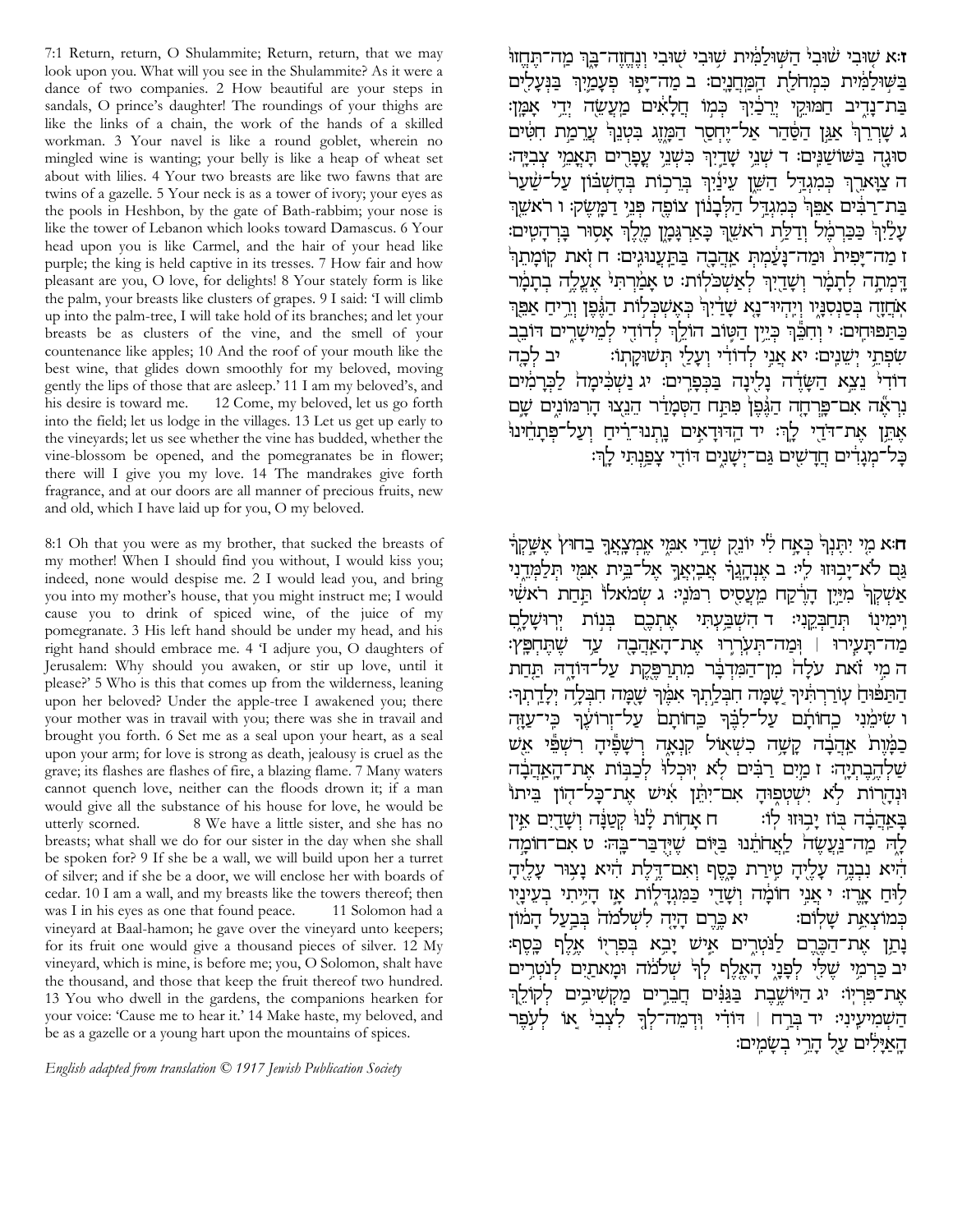7:1 Return, return, O Shulammite; Return, return, that we may look upon you. What will you see in the Shulammite? As it were a dance of two companies. 2 How beautiful are your steps in sandals, O prince's daughter! The roundings of your thighs are like the links of a chain, the work of the hands of a skilled workman. 3 Your navel is like a round goblet, wherein no mingled wine is wanting; your belly is like a heap of wheat set about with lilies. 4 Your two breasts are like two fawns that are twins of a gazelle. 5 Your neck is as a tower of ivory; your eyes as the pools in Heshbon, by the gate of Bath-rabbim; your nose is like the tower of Lebanon which looks toward Damascus. 6 Your head upon you is like Carmel, and the hair of your head like purple; the king is held captive in its tresses. 7 How fair and how pleasant are you, O love, for delights! 8 Your stately form is like the palm, your breasts like clusters of grapes. 9 I said: 'I will climb up into the palm-tree, I will take hold of its branches; and let your breasts be as clusters of the vine, and the smell of your countenance like apples; 10 And the roof of your mouth like the best wine, that glides down smoothly for my beloved, moving gently the lips of those that are asleep.' 11 I am my beloved's, and his desire is toward me. 12 Come, my beloved, let us go forth into the field; let us lodge in the villages. 13 Let us get up early to the vineyards; let us see whether the vine has budded, whether the vine-blossom be opened, and the pomegranates be in flower; there will I give you my love. 14 The mandrakes give forth fragrance, and at our doors are all manner of precious fruits, new and old, which I have laid up for you, O my beloved.

ז:א שׁ֤וּבִי שׁ֙וּבִי֙ הַשּׁ֣וּלַמִּ֔ית שׁ֥וּבִי שׁ֖וּבִי וְנֶחֱזֶה־בָּ֑ךְ מַה־תֶּֽחֱזוּ֙ בַּשּׁ֣וּלַמִּ֔ית כִּמְחֹלַ֖ת הַֽמַּחֲנָֽיִם׃ ב מַה־יָּפ֧וּ פְעָמַ֛יִךְ בַּנְּעָלִ֖ים בַּת־נָדִ֑יב חַמּוּקֵ֣י יְרֵכַ֔יִךְ כְּמ֣וֹ חֲלָאִ֔ים מַעֲשֵׂ֖ה יְדֵ֥י אָמָּֽן׃ ג שָׁרְרֵךְ֙ אַגַּ֣ן הַסַּ֔הַר אַל־יֶחְסַ֖ר הַמָּ֑זֶג בִּטְנֵךְ֙ עֲרֵמַ֣ת חִטִּ֔ים סוּגָ֖ה בַּשּׁוֹשַׁנִּֽים׃ ד שְׁנֵ֥י שָׁדַ֛יִךְ כִּשְׁנֵ֥י עֳפָרִ֖ים תָּאֳמֵ֥י צְבִיָּֽה׃ ה צַוָּארֵ֖ךְ כְּמִגְדַּ֣ל הַשֵּׁ֑ן עֵינַ֜יִךְ בְּרֵכ֣וֹת בְּחֶשְׁבּ֗וֹן עַל־שַׁ֙עַר֙ בַּת־רַבִּ֔ים אַפֵּךְ֙ כְּמִגְדַּ֣ל הַלְּבָנ֔וֹן צוֹפֶ֖ה פְּנֵ֥י דַמָּֽשֶׂק׃ ו רֹאשֵׁ֤ךְ עָלַ֙יִךְ֙ כַּכַּרְמֶ֔ל וְדַלַּ֥ת רֹאשֵׁ֖ךְ כָּאַרְגָּמָ֑ן מֶ֖לֶךְ אָס֥וּר בָּרְהָטִֽים׃ ז מַה־יָּפִית֙ וּמַה־נָּעַ֔מְתְּ אַהֲבָ֖ה בַּתַּֽעֲנוּגִֽים׃ ח זֹ֤את קֽוֹמָתֵךְ֙ דָּֽמְתָ֣ה לְתָמָ֔ר וְשָׁדַ֖יִךְ לְאַשְׁכֹּלֽוֹת׃ ט אָמַ֙רְתִּי֙ אֶעֱלֶ֣ה בְתָמָ֔ר אֹחֲזָ֖ה בְּסַנְסִנָּ֑יו וְיִֽהְיוּ־נָ֤א שָׁדַ֙יִךְ֙ כְּאֶשְׁכְּל֣וֹת הַגֶּ֔פֶן וְרֵ֥יחַ אַפֵּ֖ךְ כַּתַּפּוּחִֽים׃ י וְחִכֵּ֕ךְ כְּיֵ֥ין הַטּ֛וֹב הוֹלֵ֥ךְ לְדוֹדִ֖י לְמֵישָׁרִ֑ים דּוֹבֵ֖ב שִׂפְתֵ֥י יְשֵׁנִֽים׃ יא אֲנִ֣י לְדוֹדִ֔י וְעָלַ֖י תְּשׁוּקָתֽוֹ׃ יב לְכָ֤ה דוֹדִי֙ נֵצֵ֣א הַשָּׂדֶ֔ה נָלִ֖ינָה בַּכְּפָרִֽים׃ יג נַשְׁכִּ֙ימָה֙ לַכְּרָמִ֔ים נִרְאֶ֞ה אִם־פָּֽרְחָ֤ה הַגֶּ֙פֶן֙ פִּתַּ֣ח הַסְּמָדַ֔ר הֵנֵ֖צוּ הָרִמּוֹנִ֑ים שָׁ֛ם אֶתֵּ֥ן אֶת־דֹּדַ֖י לָֽךְ׃ יד הַֽדּוּדָאִ֣ים נָֽתְנוּ־רֵ֗יחַ וְעַל־פְּתָחֵ֙ינוּ֙ כָּל־מְגָדִ֔ים חֲדָשִׁ֖ים גַּם־יְשָׁנִ֑ים דּוֹדִ֖י צָפַ֥נְתִּי לָֽךְ׃

8:1 Oh that you were as my brother, that sucked the breasts of my mother! When I should find you without, I would kiss you; indeed, none would despise me. 2 I would lead you, and bring you into my mother's house, that you might instruct me; I would cause you to drink of spiced wine, of the juice of my pomegranate. 3 His left hand should be under my head, and his right hand should embrace me. 4 'I adjure you, O daughters of Jerusalem: Why should you awaken, or stir up love, until it please?' 5 Who is this that comes up from the wilderness, leaning upon her beloved? Under the apple-tree I awakened you; there your mother was in travail with you; there was she in travail and brought you forth. 6 Set me as a seal upon your heart, as a seal upon your arm; for love is strong as death, jealousy is cruel as the grave; its flashes are flashes of fire, a blazing flame. 7 Many waters cannot quench love, neither can the floods drown it; if a man would give all the substance of his house for love, he would be utterly scorned. 8 We have a little sister, and she has no breasts; what shall we do for our sister in the day when she shall be spoken for? 9 If she be a wall, we will build upon her a turret of silver; and if she be a door, we will enclose her with boards of cedar. 10 I am a wall, and my breasts like the towers thereof; then was I in his eyes as one that found peace. 11 Solomon had a vineyard at Baal-hamon; he gave over the vineyard unto keepers; for its fruit one would give a thousand pieces of silver. 12 My vineyard, which is mine, is before me; you, O Solomon, shalt have the thousand, and those that keep the fruit thereof two hundred. 13 You who dwell in the gardens, the companions hearken for your voice: 'Cause me to hear it.' 14 Make haste, my beloved, and be as a gazelle or a young hart upon the mountains of spices.

ח:א מִ֤י יִתֶּנְךָ֙ כְּאָ֣ח לִ֔י יוֹנֵ֖ק שְׁדֵ֣י אִמִּ֑י אֶֽמְצָאֲךָ֤ בַחוּץ֙ אֶשָּׁ֣קְךָ֔ גַּ֖ם לֹא־יָב֥וּזוּ לִֽי׃ ב אֶנְהָֽגֲךָ֗ אֲבִֽיאֲךָ֛ אֶל־בֵּ֥ית אִמִּ֖י תְּלַמְּדֵ֑נִי אַשְׁקְךָ֙ מִיַּ֣יִן הָרֶ֔קַח מֵעֲסִ֖יס רִמֹּנִֽי׃ ג שְׂמֹאלוֹ֙ תַּ֣חַת רֹאשִׁ֔י וִימִינ֖וֹ תְּחַבְּקֵֽנִי׃ ד הִשְׁבַּ֥עְתִּי אֶתְכֶ֖ם בְּנ֣וֹת יְרוּשָׁלִָ֑ם מַה־תָּעִ֧ירוּ ׀ וּֽמַה־תְּעֹֽרְר֛וּ אֶת־הָאַהֲבָ֖ה עַ֥ד שֶׁתֶּחְפָּֽץ׃ ה מִ֣י זֹ֗את עֹלָה֙ מִן־הַמִּדְבָּ֔ר מִתְרַפֶּ֖קֶת עַל־דּוֹדָ֑הּ תַּ֤חַת הַתַּפּ֙וּחַ֙ עֽוֹרַרְתִּ֔יךָ שָׁ֚מָּה חִבְּלַ֣תְךָ אִמֶּ֔ךָ שָׁ֖מָּה חִבְּלָ֥ה יְלָדַֽתְךָ׃ ו שִׂימֵ֨נִי כַֽחוֹתָ֜ם עַל־לִבֶּ֗ךָ כַּֽחוֹתָם֙ עַל־זְרוֹעֶ֔ךָ כִּֽי־עַזָּ֤ה כַמָּ֙וֶת֙ אַהֲבָ֔ה קָשָׁ֥ה כִשְׁא֖וֹל קִנְאָ֑ה רְשָׁפֶ֕יהָ רִשְׁפֵּ֕י אֵ֖שׁ שַׁלְהֶ֥בֶתְיָֽה׃ ז מַ֣יִם רַבִּ֗ים לֹ֤א יֽוּכְלוּ֙ לְכַבּ֣וֹת אֶת־הָֽאַהֲבָ֔ה וּנְהָר֖וֹת לֹ֣א יִשְׁטְפ֑וּהָ אִם־יִתֵּ֨ן אִ֜ישׁ אֶת־כָּל־ה֤וֹן בֵּיתוֹ֙ בָּאַהֲבָ֔ה בּ֖וֹז יָב֥וּזוּ לֽוֹ׃ ח אָח֤וֹת לָ֙נוּ֙ קְטַנָּ֔ה וְשָׁדַ֖יִם אֵ֣ין לָ֑הּ מַֽה־נַּעֲשֶׂה֙ לַאֲחֹתֵ֔נוּ בַּיּ֖וֹם שֶֽׁיְּדֻבַּר־בָּֽהּ׃ ט אִם־חוֹמָ֣ה הִ֔יא נִבְנֶ֥ה עָלֶ֖יהָ טִ֣ירַת כָּ֑סֶף וְאִם־דֶּ֣לֶת הִ֔יא נָצ֥וּר עָלֶ֖יהָ ל֥וּחַ אָֽרֶז׃ י אֲנִ֣י חוֹמָ֔ה וְשָׁדַ֖י כַּמִּגְדָּל֑וֹת אָ֛ז הָיִ֥יתִי בְעֵינָ֖יו כְּמוֹצְאֵ֥ת שָׁלֽוֹם׃ יא כֶּ֣רֶם הָיָ֤ה לִשְׁלֹמֹה֙ בְּבַ֣עַל הָמ֔וֹן נָתַ֥ן אֶת־הַכֶּ֖רֶם לַנֹּטְרִ֑ים אִ֛ישׁ יָבִ֥א בְּפִרְי֖וֹ אֶ֥לֶף כָּֽסֶף׃ יב כַּרְמִ֥י שֶׁלִּ֖י לְפָנָ֑י הָאֶ֤לֶף לְךָ֙ שְׁלֹמֹ֔ה וּמָאתַ֖יִם לְנֹטְרִ֥ים אֶת־פִּרְיֽוֹ׃ יג הַיּוֹשֶׁ֣בֶת בַּגַּנִּ֗ים חֲבֵרִ֛ים מַקְשִׁיבִ֥ים לְקוֹלֵ֖ךְ הַשְׁמִיעִֽנִי׃ יד בְּרַ֣ח ׀ דּוֹדִ֗י וּֽדְמֵה־לְךָ֤ לִצְבִי֙ א֚וֹ לְעֹ֣פֶר הָֽאַיָּלִ֔ים עַ֖ל הָרֵ֥י בְשָׂמִֽים׃

*English adapted from translation © 1917 Jewish Publication Society*